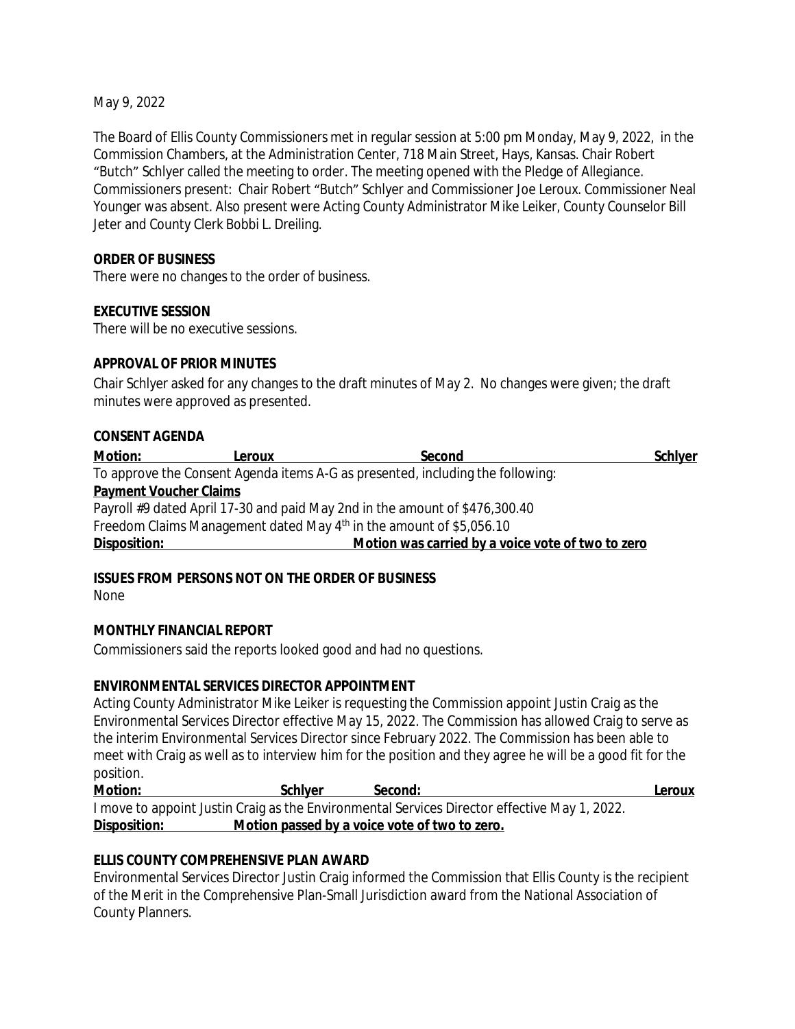May 9, 2022

The Board of Ellis County Commissioners met in regular session at 5:00 pm Monday, May 9, 2022, in the Commission Chambers, at the Administration Center, 718 Main Street, Hays, Kansas. Chair Robert "Butch" Schlyer called the meeting to order. The meeting opened with the Pledge of Allegiance. Commissioners present: Chair Robert "Butch" Schlyer and Commissioner Joe Leroux. Commissioner Neal Younger was absent. Also present were Acting County Administrator Mike Leiker, County Counselor Bill Jeter and County Clerk Bobbi L. Dreiling.

**ORDER OF BUSINESS**

There were no changes to the order of business.

**EXECUTIVE SESSION**

There will be no executive sessions.

**APPROVAL OF PRIOR MINUTES**

Chair Schlyer asked for any changes to the draft minutes of May 2. No changes were given; the draft minutes were approved as presented.

**CONSENT AGENDA**

**Motion:** Leroux **Second** Schlyer

To approve the Consent Agenda items A-G as presented, including the following:

**Payment Voucher Claims**

Payroll #9 dated April 17-30 and paid May 2nd in the amount of $476,300.40

Freedom Claims Management dated May 4th in the amount of $5,056.10

**Disposition:** **Motion was carried by a voice vote of two to zero**

**ISSUES FROM PERSONS NOT ON THE ORDER OF BUSINESS**

None

**MONTHLY FINANCIAL REPORT**

Commissioners said the reports looked good and had no questions.

**ENVIRONMENTAL SERVICES DIRECTOR APPOINTMENT**

Acting County Administrator Mike Leiker is requesting the Commission appoint Justin Craig as the Environmental Services Director effective May 15, 2022. The Commission has allowed Craig to serve as the interim Environmental Services Director since February 2022. The Commission has been able to meet with Craig as well as to interview him for the position and they agree he will be a good fit for the position.

**Motion:** Schlyer **Second:** Leroux

I move to appoint Justin Craig as the Environmental Services Director effective May 1, 2022.

**Disposition:** **Motion passed by a voice vote of two to zero.**

**ELLIS COUNTY COMPREHENSIVE PLAN AWARD**

Environmental Services Director Justin Craig informed the Commission that Ellis County is the recipient of the Merit in the Comprehensive Plan-Small Jurisdiction award from the National Association of County Planners.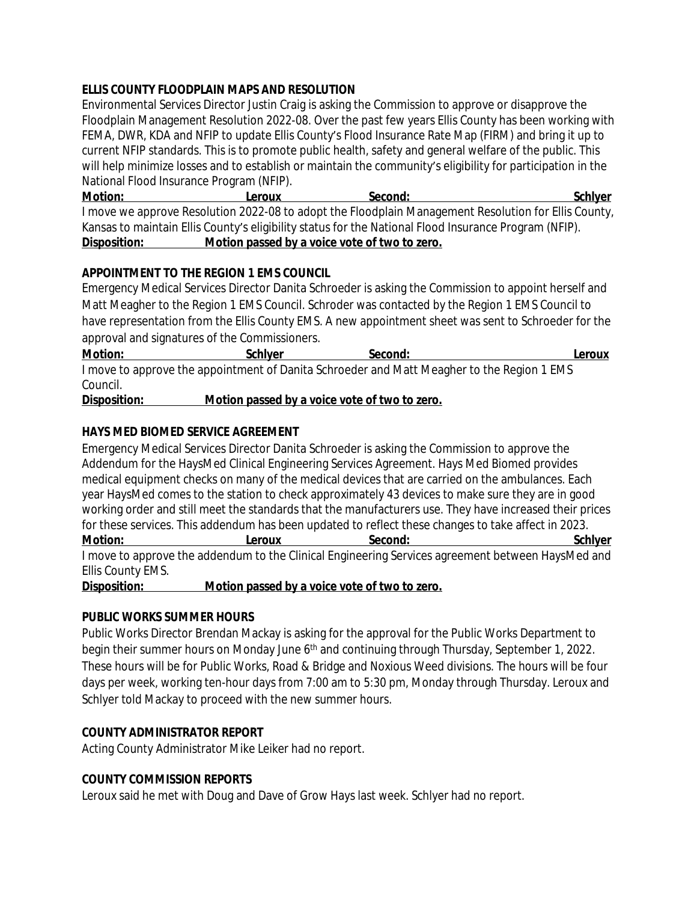**ELLIS COUNTY FLOODPLAIN MAPS AND RESOLUTION**

Environmental Services Director Justin Craig is asking the Commission to approve or disapprove the Floodplain Management Resolution 2022-08. Over the past few years Ellis County has been working with FEMA, DWR, KDA and NFIP to update Ellis County's Flood Insurance Rate Map (FIRM) and bring it up to current NFIP standards. This is to promote public health, safety and general welfare of the public. This will help minimize losses and to establish or maintain the community's eligibility for participation in the National Flood Insurance Program (NFIP).

**Motion: Leroux Second: Schlyer**

I move we approve Resolution 2022-08 to adopt the Floodplain Management Resolution for Ellis County, Kansas to maintain Ellis County's eligibility status for the National Flood Insurance Program (NFIP).

**Disposition: Motion passed by a voice vote of two to zero.**

**APPOINTMENT TO THE REGION 1 EMS COUNCIL**

Emergency Medical Services Director Danita Schroeder is asking the Commission to appoint herself and Matt Meagher to the Region 1 EMS Council. Schroder was contacted by the Region 1 EMS Council to have representation from the Ellis County EMS. A new appointment sheet was sent to Schroeder for the approval and signatures of the Commissioners.

**Motion: Schlyer Second: Leroux**

I move to approve the appointment of Danita Schroeder and Matt Meagher to the Region 1 EMS Council.

**Disposition: Motion passed by a voice vote of two to zero.**

**HAYS MED BIOMED SERVICE AGREEMENT**

Emergency Medical Services Director Danita Schroeder is asking the Commission to approve the Addendum for the HaysMed Clinical Engineering Services Agreement. Hays Med Biomed provides medical equipment checks on many of the medical devices that are carried on the ambulances. Each year HaysMed comes to the station to check approximately 43 devices to make sure they are in good working order and still meet the standards that the manufacturers use. They have increased their prices for these services. This addendum has been updated to reflect these changes to take affect in 2023.

**Motion: Leroux Second: Schlyer**

I move to approve the addendum to the Clinical Engineering Services agreement between HaysMed and Ellis County EMS.

**Disposition: Motion passed by a voice vote of two to zero.**

**PUBLIC WORKS SUMMER HOURS**

Public Works Director Brendan Mackay is asking for the approval for the Public Works Department to begin their summer hours on Monday June 6th and continuing through Thursday, September 1, 2022. These hours will be for Public Works, Road & Bridge and Noxious Weed divisions. The hours will be four days per week, working ten-hour days from 7:00 am to 5:30 pm, Monday through Thursday. Leroux and Schlyer told Mackay to proceed with the new summer hours.

**COUNTY ADMINISTRATOR REPORT**

Acting County Administrator Mike Leiker had no report.

**COUNTY COMMISSION REPORTS**

Leroux said he met with Doug and Dave of Grow Hays last week. Schlyer had no report.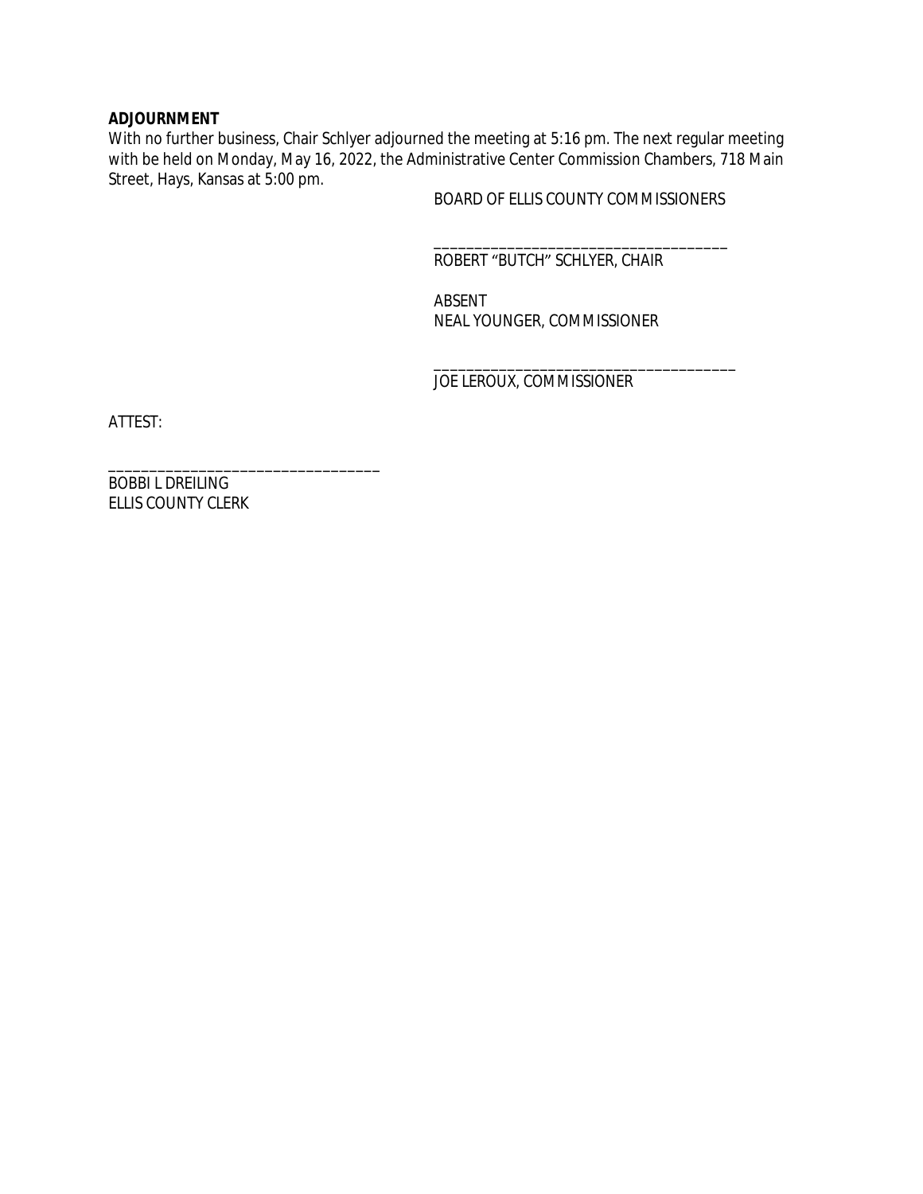**ADJOURNMENT**

With no further business, Chair Schlyer adjourned the meeting at 5:16 pm. The next regular meeting with be held on Monday, May 16, 2022, the Administrative Center Commission Chambers, 718 Main Street, Hays, Kansas at 5:00 pm.

BOARD OF ELLIS COUNTY COMMISSIONERS

___________________________________
ROBERT "BUTCH" SCHLYER, CHAIR

ABSENT
NEAL YOUNGER, COMMISSIONER

____________________________________
JOE LEROUX, COMMISSIONER

ATTEST:

________________________________
BOBBI L DREILING
ELLIS COUNTY CLERK